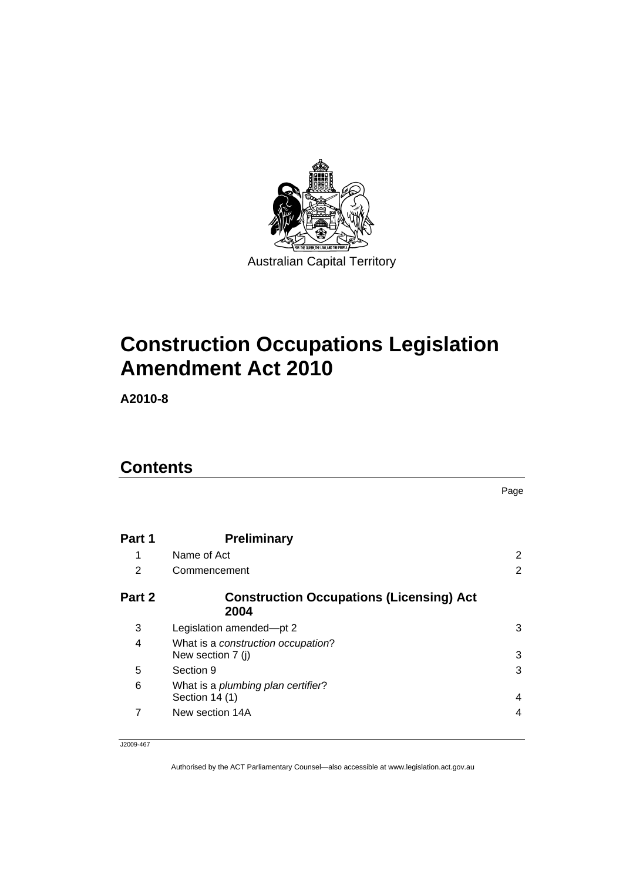Australian Capital Territory

# Construction Occupations Legislation Amendment Act 2010

**A2010-8**

## Contents

| | | Page |
|---|---|---|
| **Part 1** | **Preliminary** | |
| 1 | Name of Act | 2 |
| 2 | Commencement | 2 |
| **Part 2** | **Construction Occupations (Licensing) Act 2004** | |
| 3 | Legislation amended—pt 2 | 3 |
| 4 | What is a *construction occupation*? New section 7 (j) | 3 |
| 5 | Section 9 | 3 |
| 6 | What is a *plumbing plan certifier*? Section 14 (1) | 4 |
| 7 | New section 14A | 4 |

J2009-467

Authorised by the ACT Parliamentary Counsel—also accessible at www.legislation.act.gov.au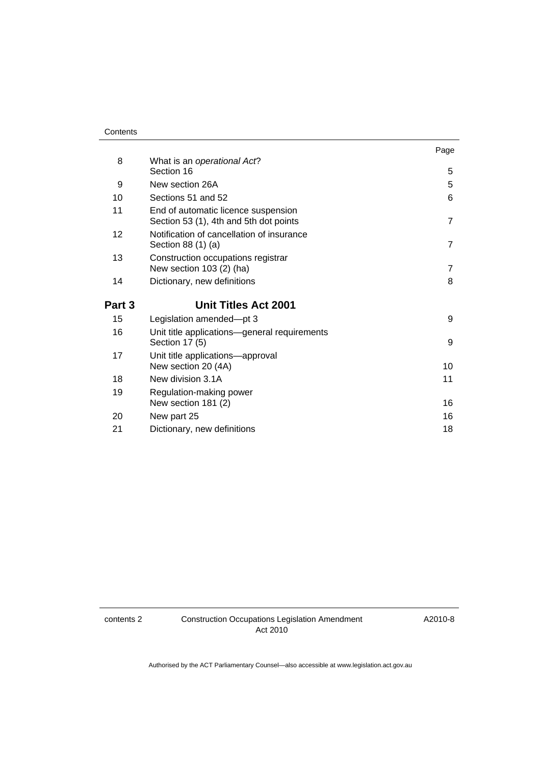| | | Page |
|---|---|---|
| 8 | What is an *operational Act*? Section 16 | 5 |
| 9 | New section 26A | 5 |
| 10 | Sections 51 and 52 | 6 |
| 11 | End of automatic licence suspension Section 53 (1), 4th and 5th dot points | 7 |
| 12 | Notification of cancellation of insurance Section 88 (1) (a) | 7 |
| 13 | Construction occupations registrar New section 103 (2) (ha) | 7 |
| 14 | Dictionary, new definitions | 8 |
| **Part 3** | **Unit Titles Act 2001** | |
| 15 | Legislation amended—pt 3 | 9 |
| 16 | Unit title applications—general requirements Section 17 (5) | 9 |
| 17 | Unit title applications—approval New section 20 (4A) | 10 |
| 18 | New division 3.1A | 11 |
| 19 | Regulation-making power New section 181 (2) | 16 |
| 20 | New part 25 | 16 |
| 21 | Dictionary, new definitions | 18 |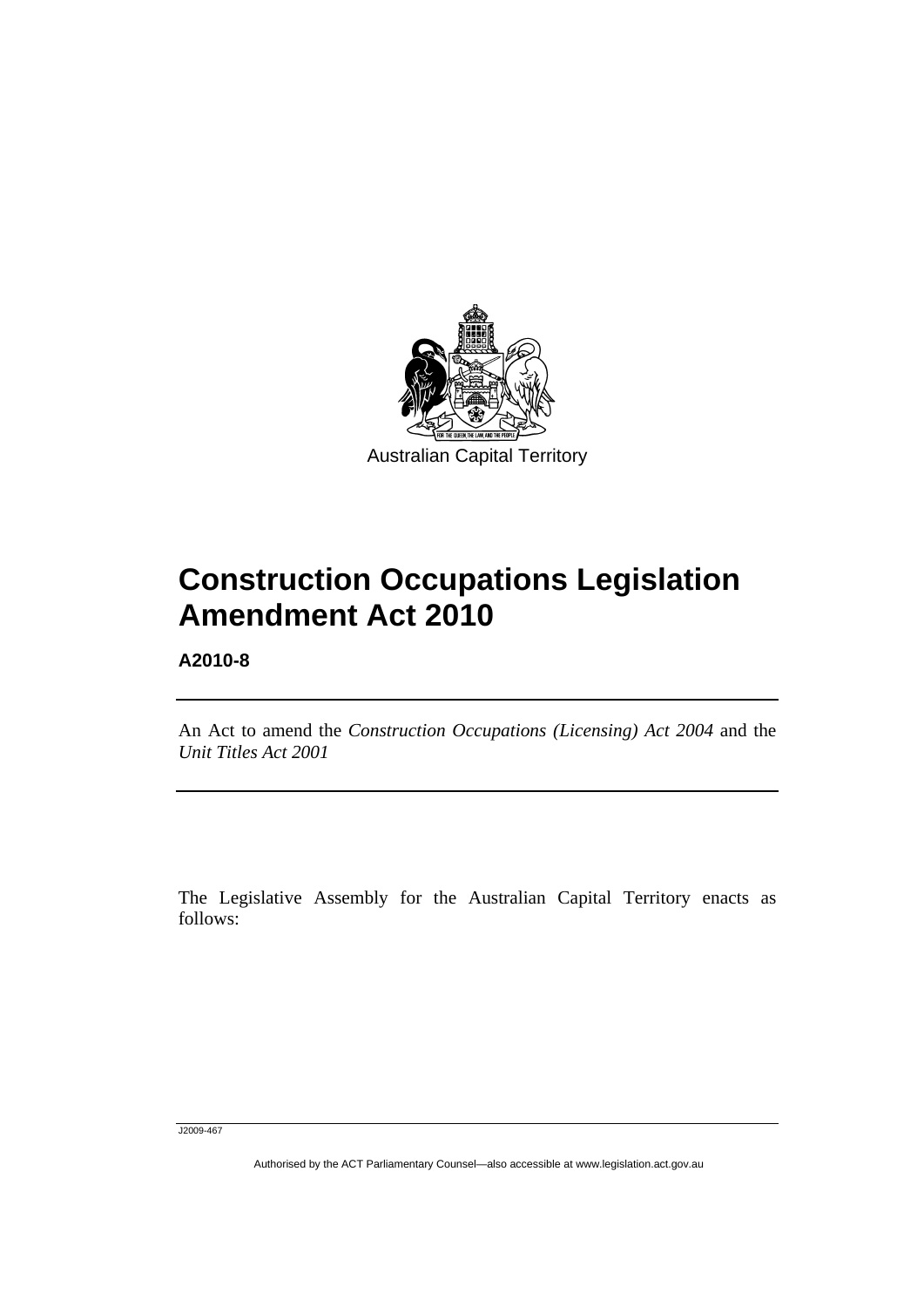Australian Capital Territory

# Construction Occupations Legislation Amendment Act 2010

**A2010-8**

An Act to amend the *Construction Occupations (Licensing) Act 2004* and the *Unit Titles Act 2001*

The Legislative Assembly for the Australian Capital Territory enacts as follows: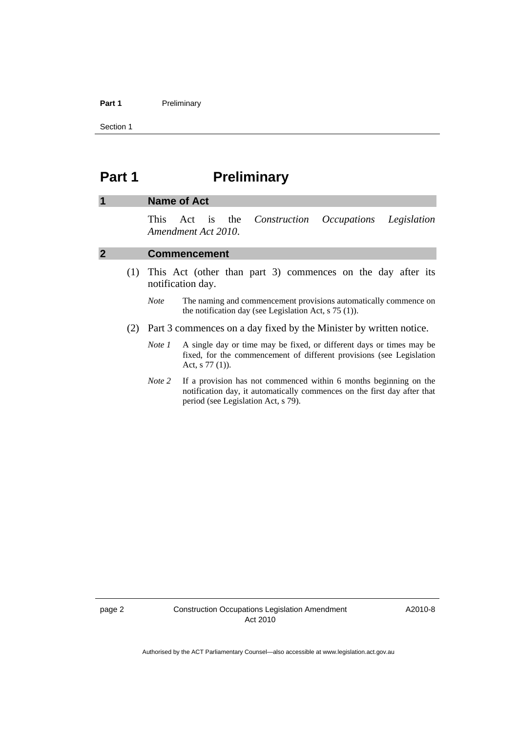# Part 1 Preliminary

## 1 Name of Act

This Act is the *Construction Occupations Legislation Amendment Act 2010*.

## 2 Commencement

(1) This Act (other than part 3) commences on the day after its notification day.

*Note* The naming and commencement provisions automatically commence on the notification day (see Legislation Act, s 75 (1)).

(2) Part 3 commences on a day fixed by the Minister by written notice.

*Note 1* A single day or time may be fixed, or different days or times may be fixed, for the commencement of different provisions (see Legislation Act, s 77 (1)).

*Note 2* If a provision has not commenced within 6 months beginning on the notification day, it automatically commences on the first day after that period (see Legislation Act, s 79).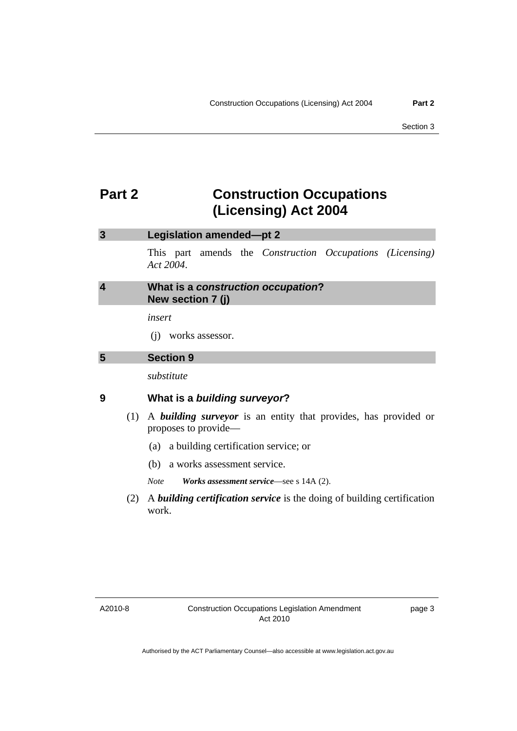# Part 2 Construction Occupations (Licensing) Act 2004

## 3 Legislation amended—pt 2

This part amends the *Construction Occupations (Licensing) Act 2004*.

## 4 What is a *construction occupation*? New section 7 (j)

*insert*

(j) works assessor.

## 5 Section 9

*substitute*

### 9 What is a *building surveyor*?

(1) A ***building surveyor*** is an entity that provides, has provided or proposes to provide—

(a) a building certification service; or

(b) a works assessment service.

*Note* ***Works assessment service***—see s 14A (2).

(2) A ***building certification service*** is the doing of building certification work.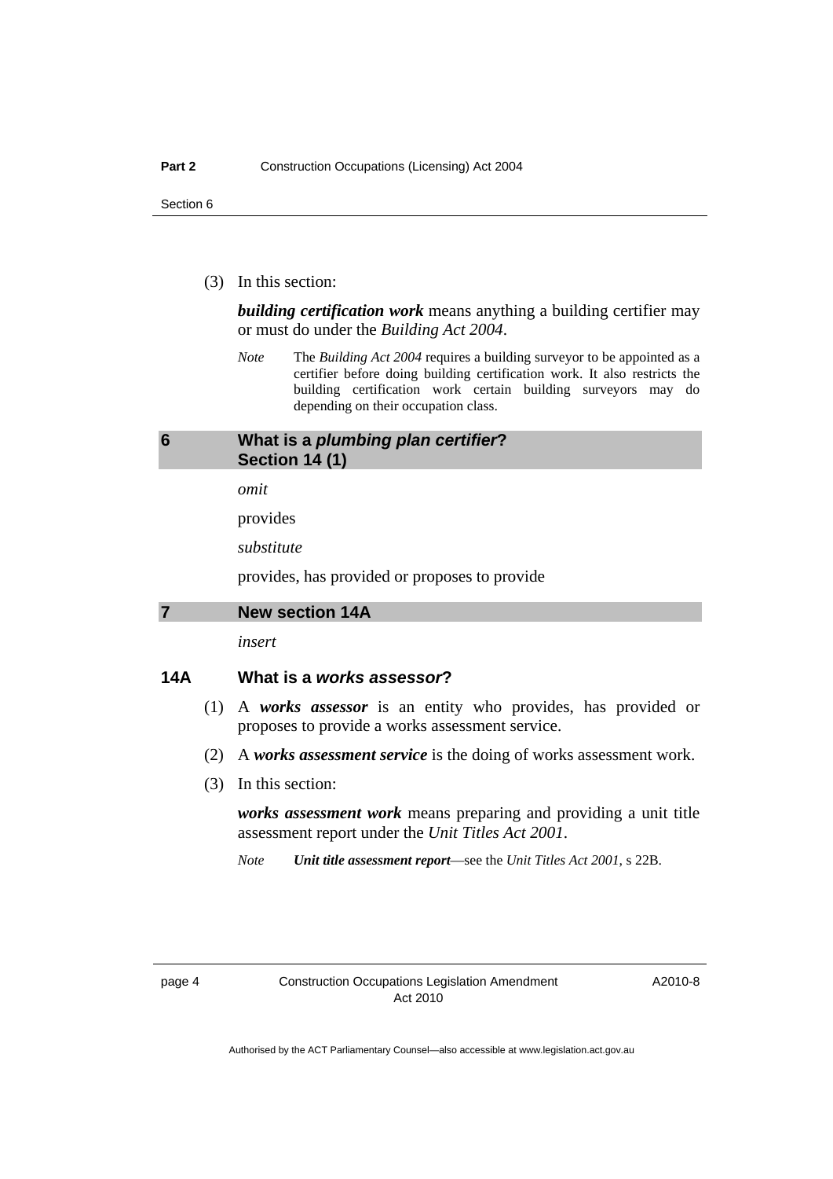(3) In this section:

***building certification work*** means anything a building certifier may or must do under the *Building Act 2004*.

*Note* The *Building Act 2004* requires a building surveyor to be appointed as a certifier before doing building certification work. It also restricts the building certification work certain building surveyors may do depending on their occupation class.

## 6 What is a *plumbing plan certifier*? Section 14 (1)

*omit*

provides

*substitute*

provides, has provided or proposes to provide

## 7 New section 14A

*insert*

### 14A What is a *works assessor*?

(1) A ***works assessor*** is an entity who provides, has provided or proposes to provide a works assessment service.

(2) A ***works assessment service*** is the doing of works assessment work.

(3) In this section:

***works assessment work*** means preparing and providing a unit title assessment report under the *Unit Titles Act 2001*.

*Note* ***Unit title assessment report***—see the *Unit Titles Act 2001*, s 22B.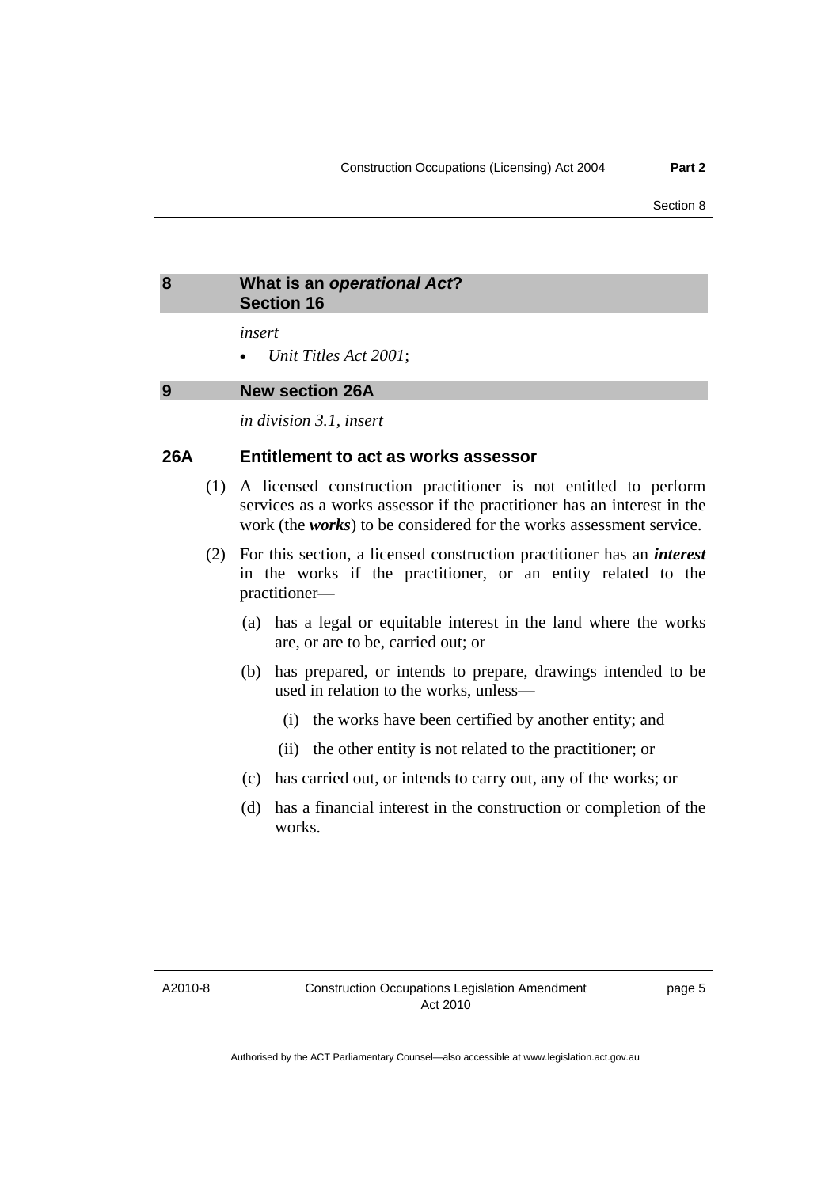## 8 What is an *operational Act*? Section 16

*insert*

- *Unit Titles Act 2001*;

## 9 New section 26A

*in division 3.1, insert*

### 26A Entitlement to act as works assessor

(1) A licensed construction practitioner is not entitled to perform services as a works assessor if the practitioner has an interest in the work (the ***works***) to be considered for the works assessment service.

(2) For this section, a licensed construction practitioner has an ***interest*** in the works if the practitioner, or an entity related to the practitioner—

(a) has a legal or equitable interest in the land where the works are, or are to be, carried out; or

(b) has prepared, or intends to prepare, drawings intended to be used in relation to the works, unless—

(i) the works have been certified by another entity; and

(ii) the other entity is not related to the practitioner; or

(c) has carried out, or intends to carry out, any of the works; or

(d) has a financial interest in the construction or completion of the works.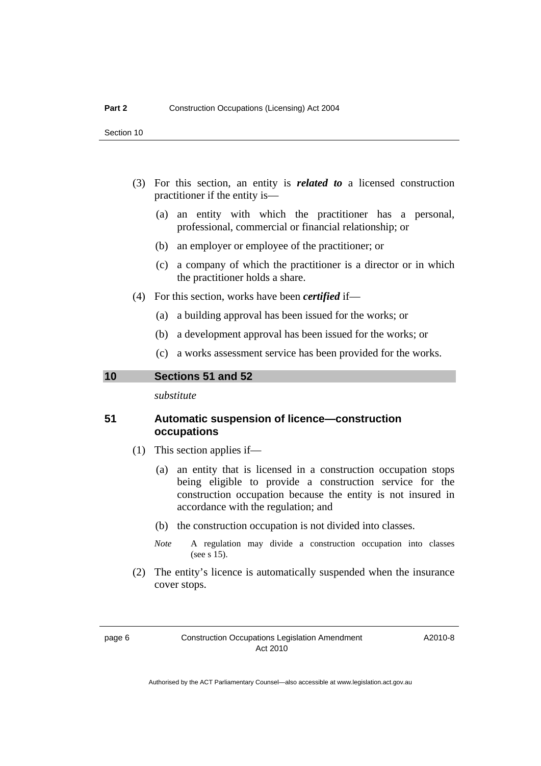(3) For this section, an entity is ***related to*** a licensed construction practitioner if the entity is—

(a) an entity with which the practitioner has a personal, professional, commercial or financial relationship; or

(b) an employer or employee of the practitioner; or

(c) a company of which the practitioner is a director or in which the practitioner holds a share.

(4) For this section, works have been ***certified*** if—

(a) a building approval has been issued for the works; or

(b) a development approval has been issued for the works; or

(c) a works assessment service has been provided for the works.

## 10 Sections 51 and 52

*substitute*

### 51 Automatic suspension of licence—construction occupations

(1) This section applies if—

(a) an entity that is licensed in a construction occupation stops being eligible to provide a construction service for the construction occupation because the entity is not insured in accordance with the regulation; and

(b) the construction occupation is not divided into classes.

*Note* A regulation may divide a construction occupation into classes (see s 15).

(2) The entity's licence is automatically suspended when the insurance cover stops.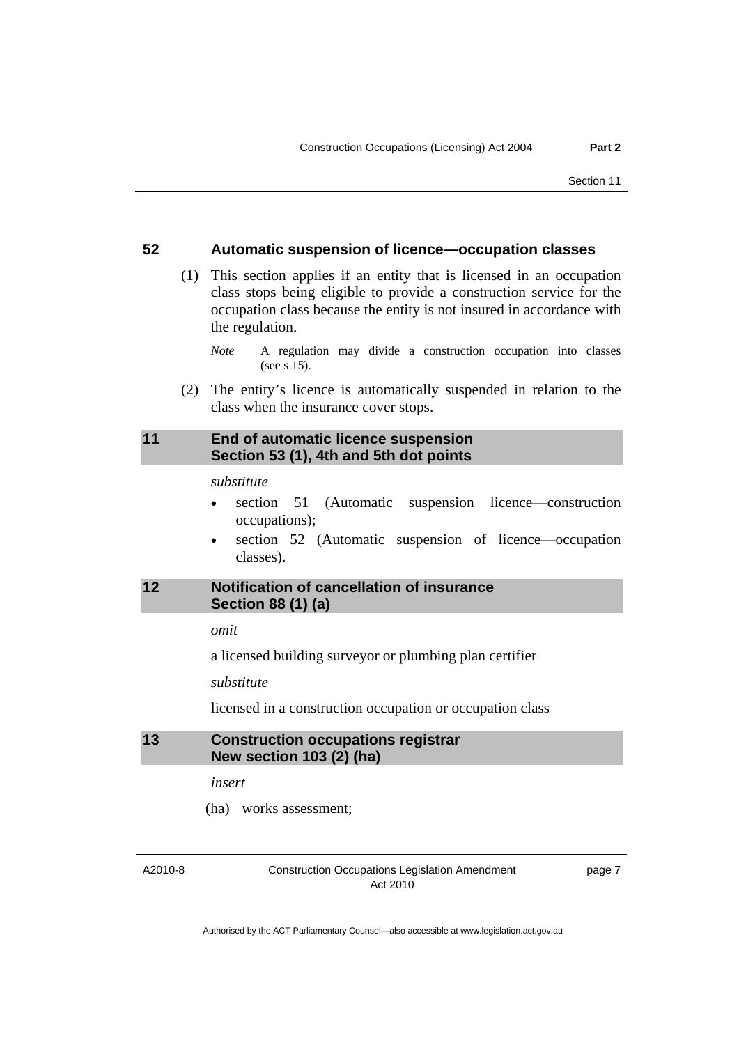### 52 Automatic suspension of licence—occupation classes

(1) This section applies if an entity that is licensed in an occupation class stops being eligible to provide a construction service for the occupation class because the entity is not insured in accordance with the regulation.

*Note* A regulation may divide a construction occupation into classes (see s 15).

(2) The entity's licence is automatically suspended in relation to the class when the insurance cover stops.

## 11 End of automatic licence suspension Section 53 (1), 4th and 5th dot points

*substitute*

- section 51 (Automatic suspension licence—construction occupations);
- section 52 (Automatic suspension of licence—occupation classes).

## 12 Notification of cancellation of insurance Section 88 (1) (a)

*omit*

a licensed building surveyor or plumbing plan certifier

*substitute*

licensed in a construction occupation or occupation class

## 13 Construction occupations registrar New section 103 (2) (ha)

*insert*

(ha) works assessment;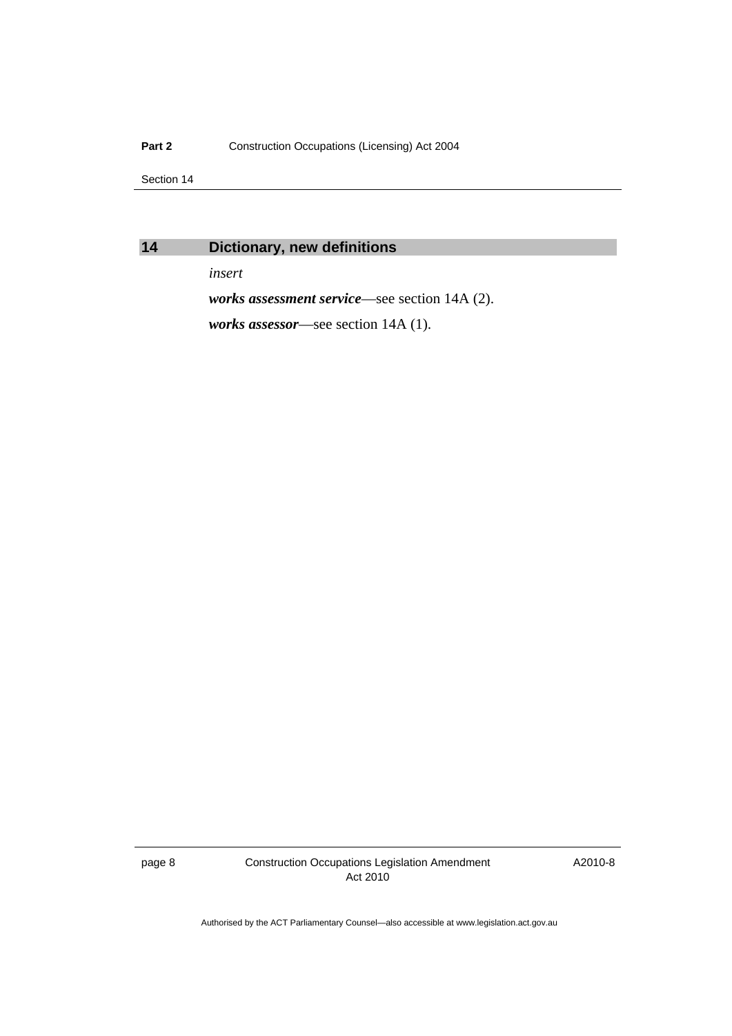## 14 Dictionary, new definitions

*insert*

***works assessment service***—see section 14A (2).

***works assessor***—see section 14A (1).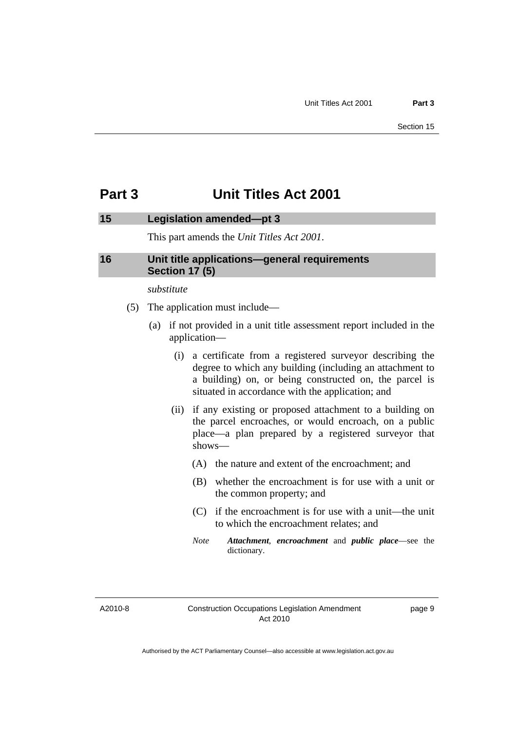# Part 3 Unit Titles Act 2001

## 15 Legislation amended—pt 3

This part amends the *Unit Titles Act 2001*.

## 16 Unit title applications—general requirements Section 17 (5)

*substitute*

(5) The application must include—

(a) if not provided in a unit title assessment report included in the application—

(i) a certificate from a registered surveyor describing the degree to which any building (including an attachment to a building) on, or being constructed on, the parcel is situated in accordance with the application; and

(ii) if any existing or proposed attachment to a building on the parcel encroaches, or would encroach, on a public place—a plan prepared by a registered surveyor that shows—

(A) the nature and extent of the encroachment; and

(B) whether the encroachment is for use with a unit or the common property; and

(C) if the encroachment is for use with a unit—the unit to which the encroachment relates; and

*Note* ***Attachment***, ***encroachment*** and ***public place***—see the dictionary.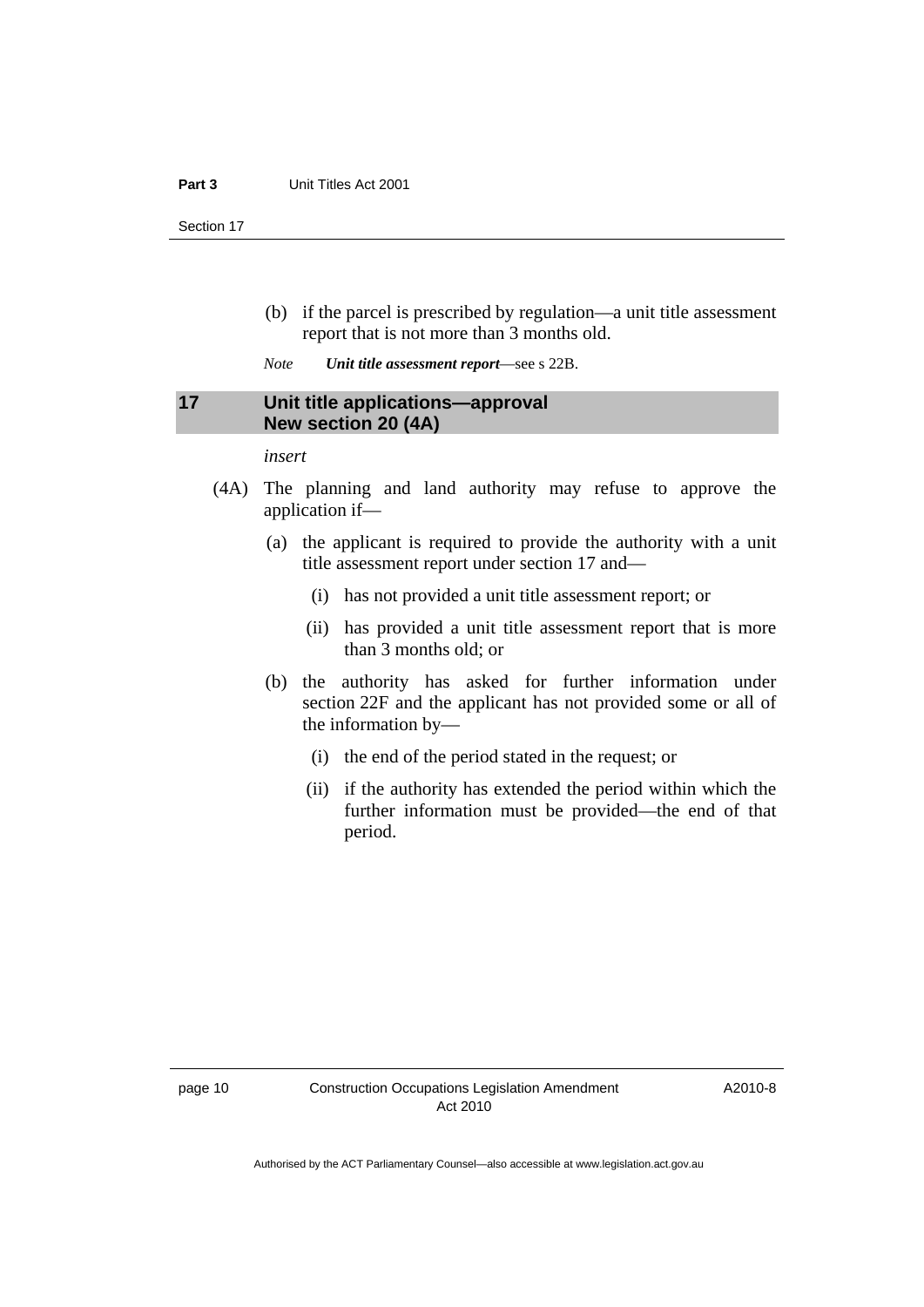(b) if the parcel is prescribed by regulation—a unit title assessment report that is not more than 3 months old.

*Note* ***Unit title assessment report***—see s 22B.

## 17 Unit title applications—approval New section 20 (4A)

*insert*

(4A) The planning and land authority may refuse to approve the application if—

(a) the applicant is required to provide the authority with a unit title assessment report under section 17 and—

(i) has not provided a unit title assessment report; or

(ii) has provided a unit title assessment report that is more than 3 months old; or

(b) the authority has asked for further information under section 22F and the applicant has not provided some or all of the information by—

(i) the end of the period stated in the request; or

(ii) if the authority has extended the period within which the further information must be provided—the end of that period.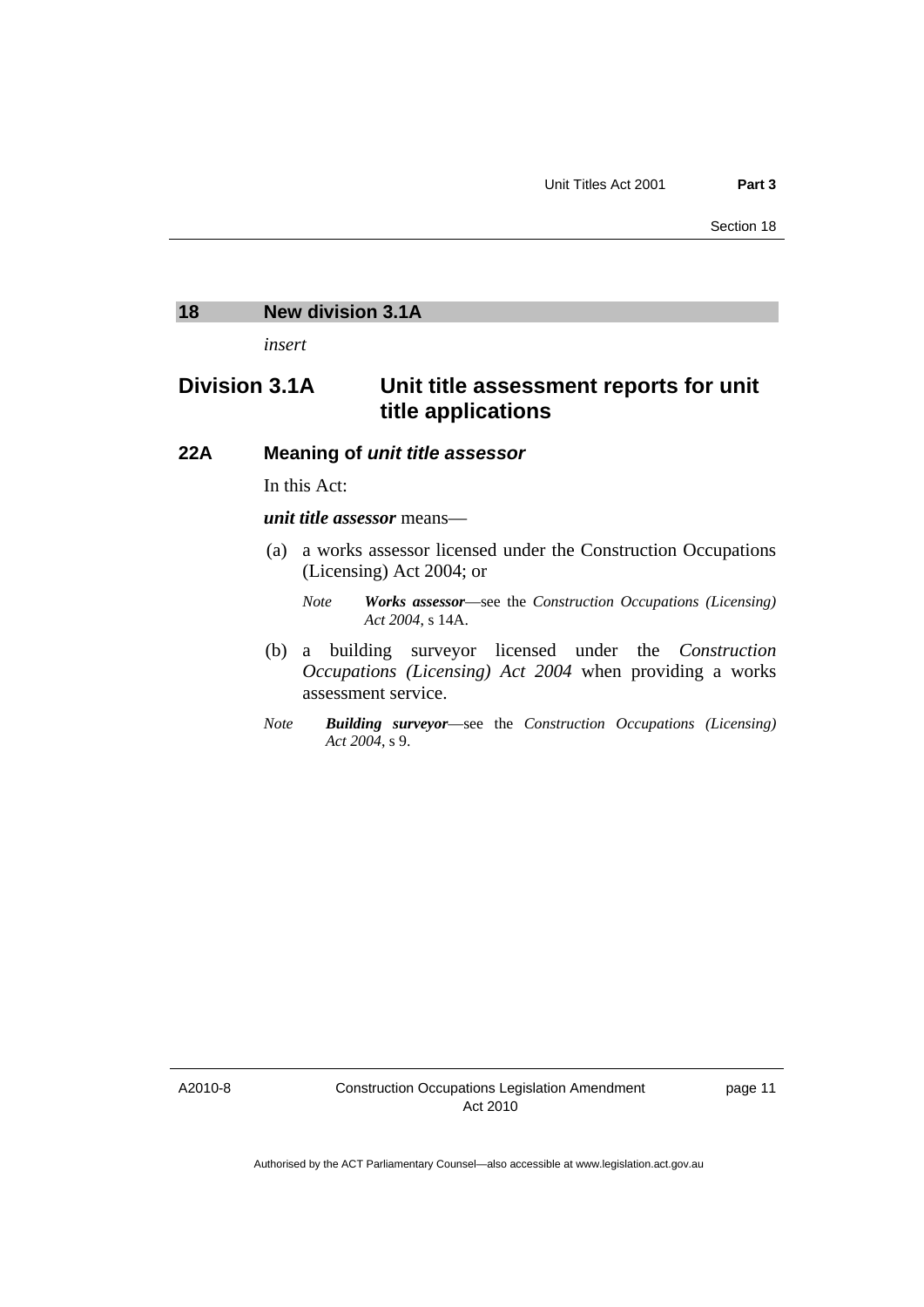## 18 New division 3.1A

*insert*

## Division 3.1A Unit title assessment reports for unit title applications

### 22A Meaning of *unit title assessor*

In this Act:

***unit title assessor*** means—

(a) a works assessor licensed under the Construction Occupations (Licensing) Act 2004; or

*Note* ***Works assessor***—see the *Construction Occupations (Licensing) Act 2004*, s 14A.

(b) a building surveyor licensed under the *Construction Occupations (Licensing) Act 2004* when providing a works assessment service.

*Note* ***Building surveyor***—see the *Construction Occupations (Licensing) Act 2004*, s 9.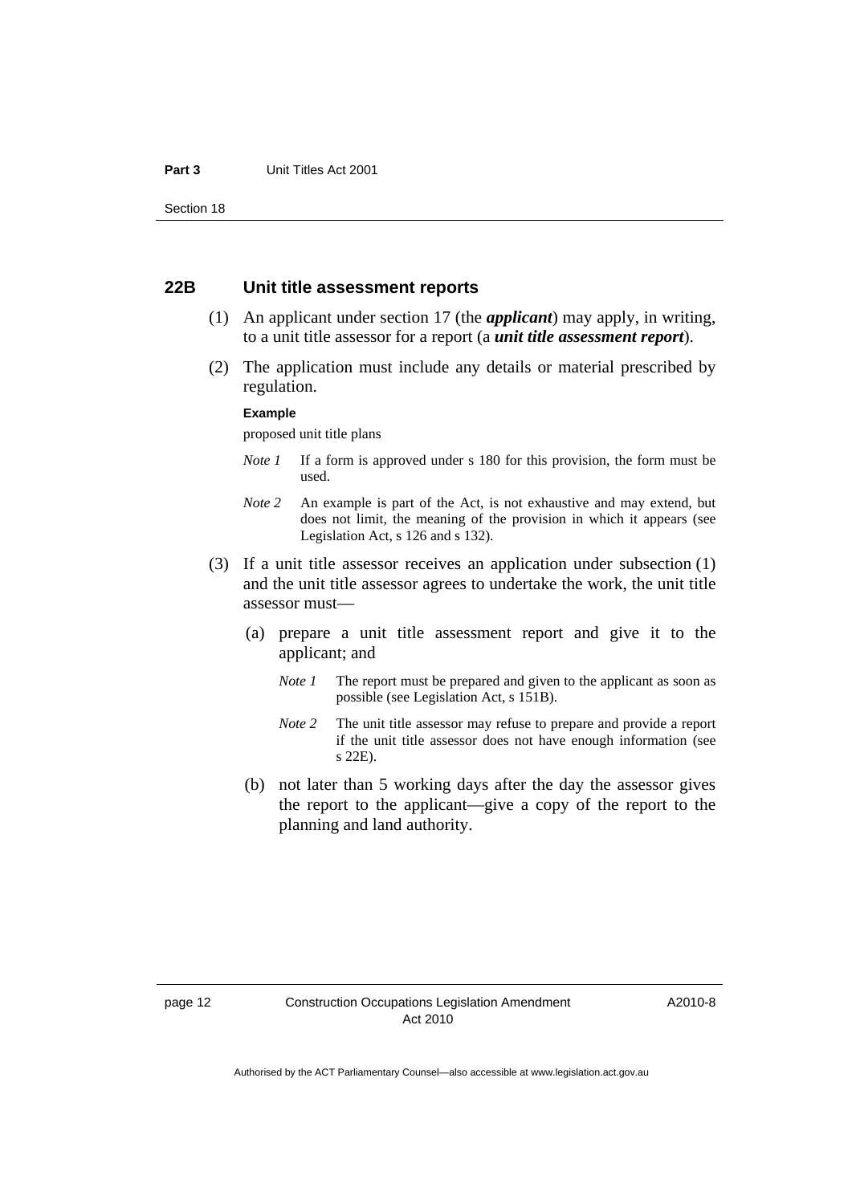### 22B Unit title assessment reports

(1) An applicant under section 17 (the ***applicant***) may apply, in writing, to a unit title assessor for a report (a ***unit title assessment report***).

(2) The application must include any details or material prescribed by regulation.

**Example**

proposed unit title plans

*Note 1* If a form is approved under s 180 for this provision, the form must be used.

*Note 2* An example is part of the Act, is not exhaustive and may extend, but does not limit, the meaning of the provision in which it appears (see Legislation Act, s 126 and s 132).

(3) If a unit title assessor receives an application under subsection (1) and the unit title assessor agrees to undertake the work, the unit title assessor must—

(a) prepare a unit title assessment report and give it to the applicant; and

*Note 1* The report must be prepared and given to the applicant as soon as possible (see Legislation Act, s 151B).

*Note 2* The unit title assessor may refuse to prepare and provide a report if the unit title assessor does not have enough information (see s 22E).

(b) not later than 5 working days after the day the assessor gives the report to the applicant—give a copy of the report to the planning and land authority.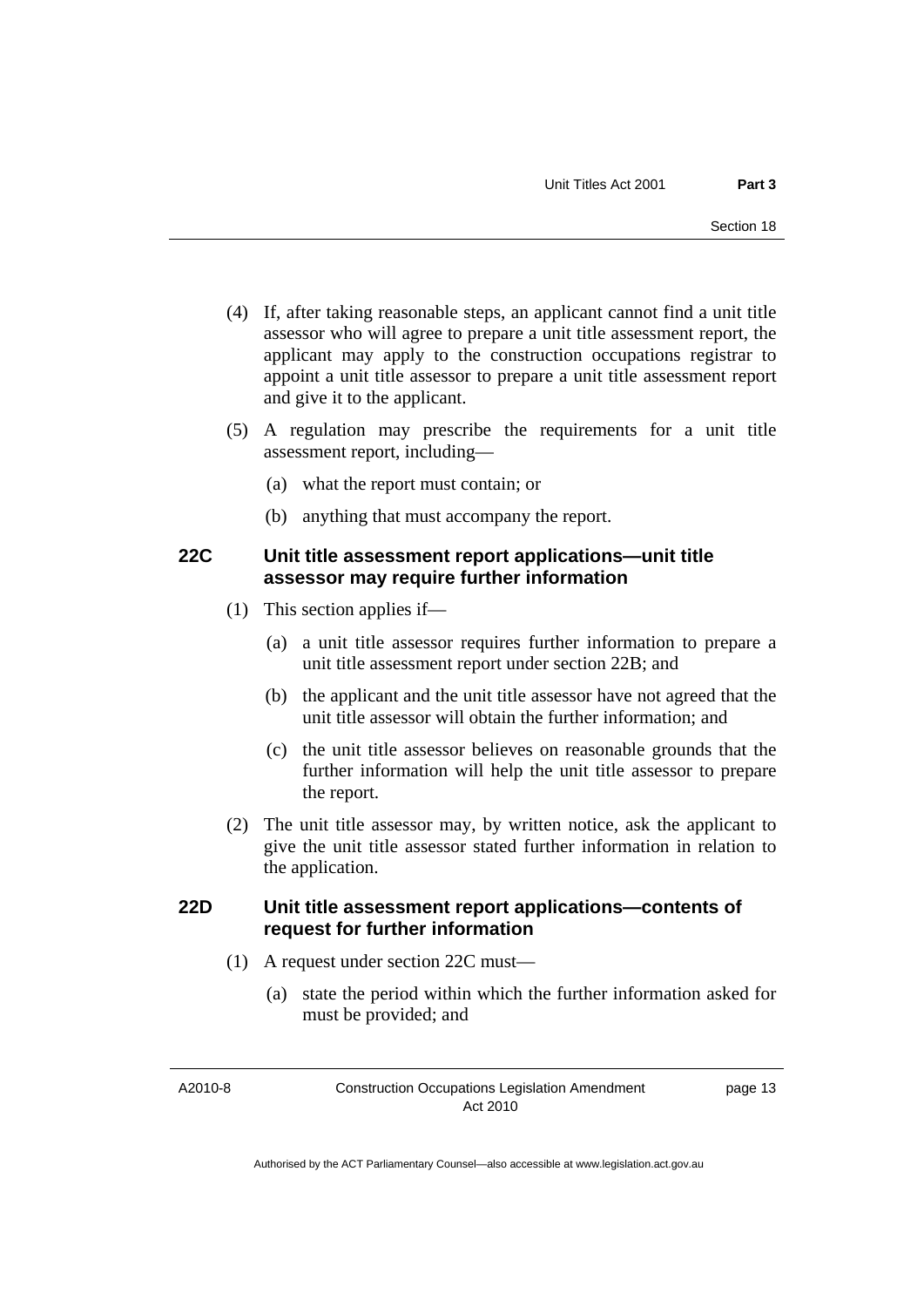(4) If, after taking reasonable steps, an applicant cannot find a unit title assessor who will agree to prepare a unit title assessment report, the applicant may apply to the construction occupations registrar to appoint a unit title assessor to prepare a unit title assessment report and give it to the applicant.

(5) A regulation may prescribe the requirements for a unit title assessment report, including—

(a) what the report must contain; or

(b) anything that must accompany the report.

### 22C Unit title assessment report applications—unit title assessor may require further information

(1) This section applies if—

(a) a unit title assessor requires further information to prepare a unit title assessment report under section 22B; and

(b) the applicant and the unit title assessor have not agreed that the unit title assessor will obtain the further information; and

(c) the unit title assessor believes on reasonable grounds that the further information will help the unit title assessor to prepare the report.

(2) The unit title assessor may, by written notice, ask the applicant to give the unit title assessor stated further information in relation to the application.

### 22D Unit title assessment report applications—contents of request for further information

(1) A request under section 22C must—

(a) state the period within which the further information asked for must be provided; and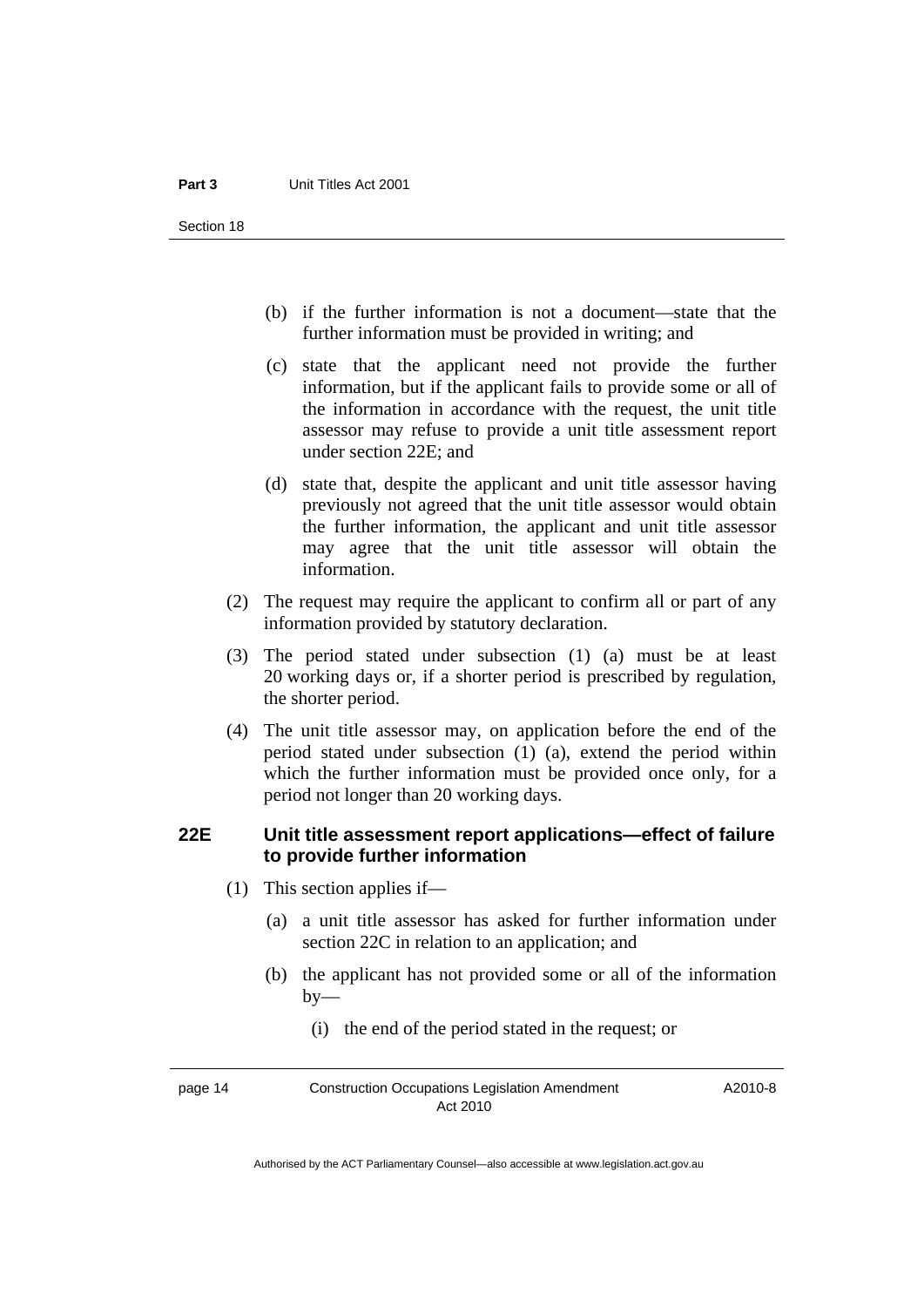(b) if the further information is not a document—state that the further information must be provided in writing; and

(c) state that the applicant need not provide the further information, but if the applicant fails to provide some or all of the information in accordance with the request, the unit title assessor may refuse to provide a unit title assessment report under section 22E; and

(d) state that, despite the applicant and unit title assessor having previously not agreed that the unit title assessor would obtain the further information, the applicant and unit title assessor may agree that the unit title assessor will obtain the information.

(2) The request may require the applicant to confirm all or part of any information provided by statutory declaration.

(3) The period stated under subsection (1) (a) must be at least 20 working days or, if a shorter period is prescribed by regulation, the shorter period.

(4) The unit title assessor may, on application before the end of the period stated under subsection (1) (a), extend the period within which the further information must be provided once only, for a period not longer than 20 working days.

### 22E Unit title assessment report applications—effect of failure to provide further information

(1) This section applies if—

(a) a unit title assessor has asked for further information under section 22C in relation to an application; and

(b) the applicant has not provided some or all of the information by—

(i) the end of the period stated in the request; or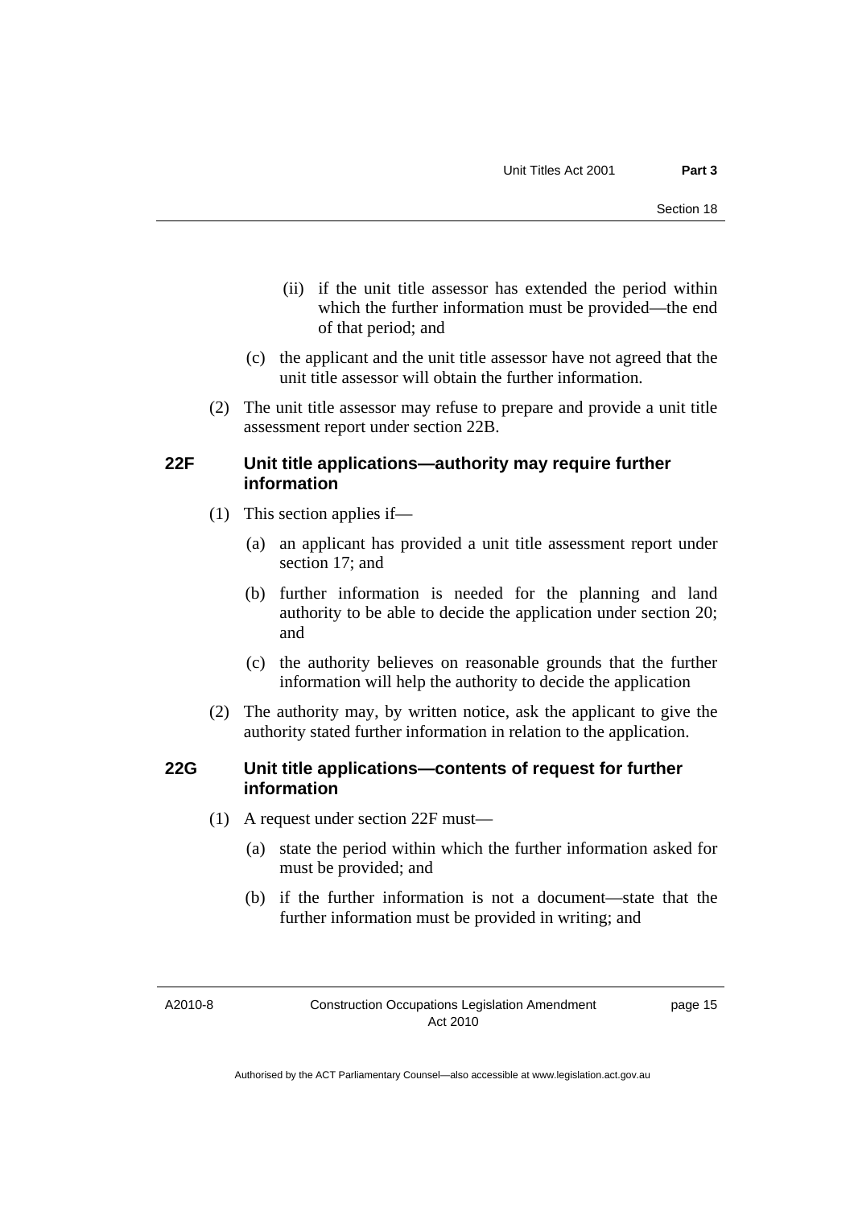(ii) if the unit title assessor has extended the period within which the further information must be provided—the end of that period; and

(c) the applicant and the unit title assessor have not agreed that the unit title assessor will obtain the further information.

(2) The unit title assessor may refuse to prepare and provide a unit title assessment report under section 22B.

### 22F Unit title applications—authority may require further information

(1) This section applies if—

(a) an applicant has provided a unit title assessment report under section 17; and

(b) further information is needed for the planning and land authority to be able to decide the application under section 20; and

(c) the authority believes on reasonable grounds that the further information will help the authority to decide the application

(2) The authority may, by written notice, ask the applicant to give the authority stated further information in relation to the application.

### 22G Unit title applications—contents of request for further information

(1) A request under section 22F must—

(a) state the period within which the further information asked for must be provided; and

(b) if the further information is not a document—state that the further information must be provided in writing; and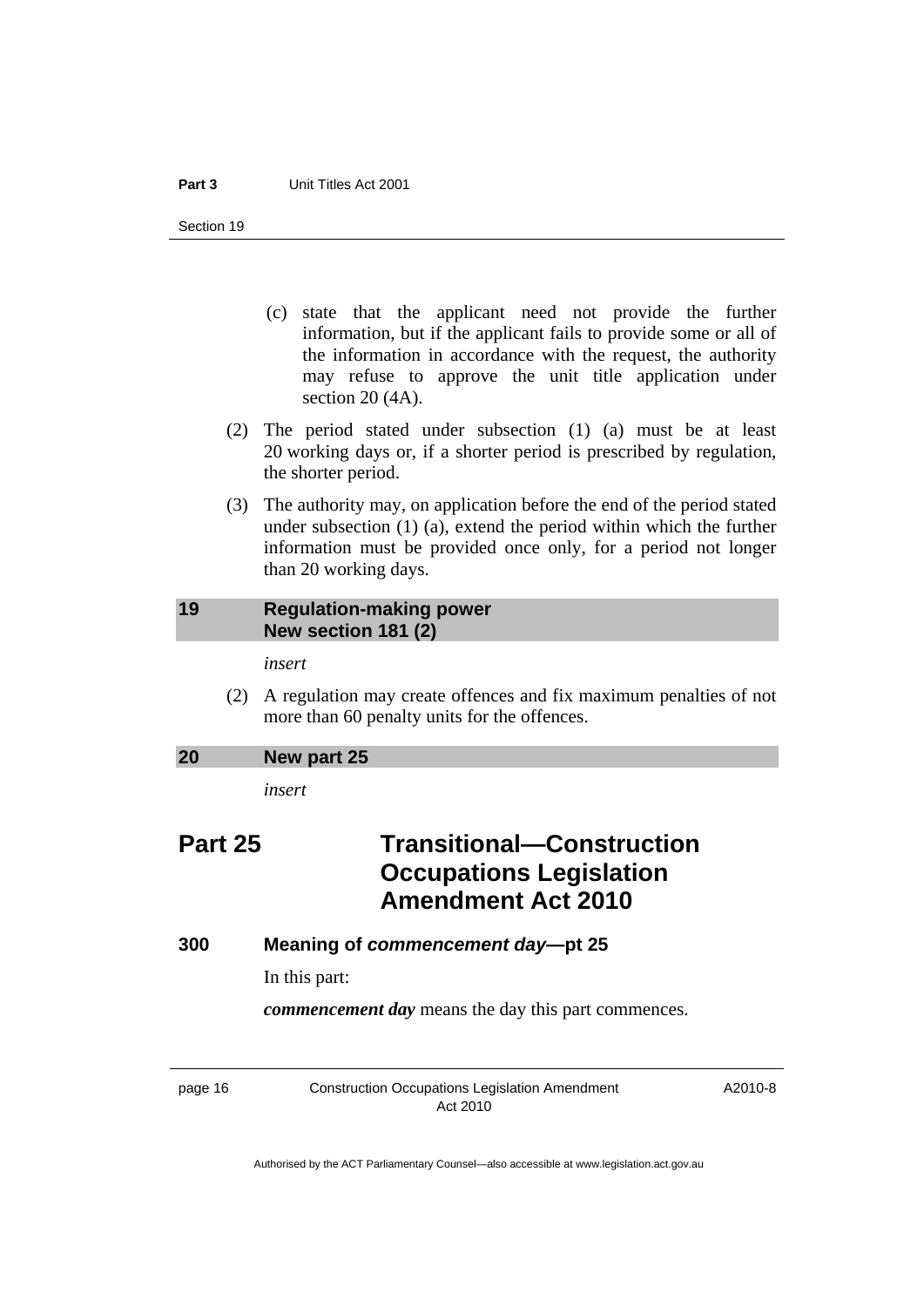(c) state that the applicant need not provide the further information, but if the applicant fails to provide some or all of the information in accordance with the request, the authority may refuse to approve the unit title application under section 20 (4A).

(2) The period stated under subsection (1) (a) must be at least 20 working days or, if a shorter period is prescribed by regulation, the shorter period.

(3) The authority may, on application before the end of the period stated under subsection (1) (a), extend the period within which the further information must be provided once only, for a period not longer than 20 working days.

### 19 Regulation-making power New section 181 (2)

*insert*

(2) A regulation may create offences and fix maximum penalties of not more than 60 penalty units for the offences.

### 20 New part 25

*insert*

## Part 25 Transitional—Construction Occupations Legislation Amendment Act 2010

### 300 Meaning of *commencement day*—pt 25

In this part:

***commencement day*** means the day this part commences.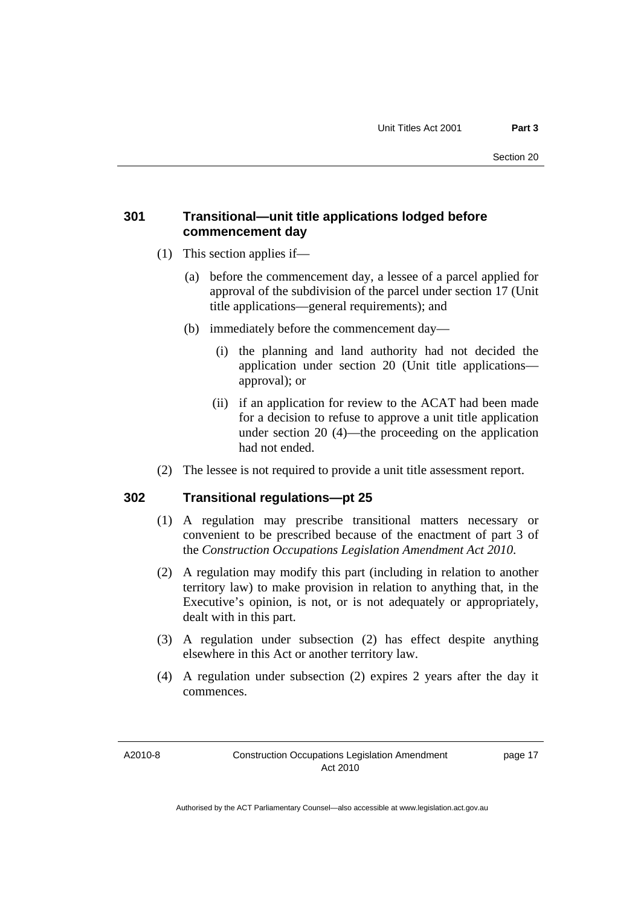### 301 Transitional—unit title applications lodged before commencement day

(1) This section applies if—

(a) before the commencement day, a lessee of a parcel applied for approval of the subdivision of the parcel under section 17 (Unit title applications—general requirements); and

(b) immediately before the commencement day—

(i) the planning and land authority had not decided the application under section 20 (Unit title applications—approval); or

(ii) if an application for review to the ACAT had been made for a decision to refuse to approve a unit title application under section 20 (4)—the proceeding on the application had not ended.

(2) The lessee is not required to provide a unit title assessment report.

### 302 Transitional regulations—pt 25

(1) A regulation may prescribe transitional matters necessary or convenient to be prescribed because of the enactment of part 3 of the *Construction Occupations Legislation Amendment Act 2010*.

(2) A regulation may modify this part (including in relation to another territory law) to make provision in relation to anything that, in the Executive's opinion, is not, or is not adequately or appropriately, dealt with in this part.

(3) A regulation under subsection (2) has effect despite anything elsewhere in this Act or another territory law.

(4) A regulation under subsection (2) expires 2 years after the day it commences.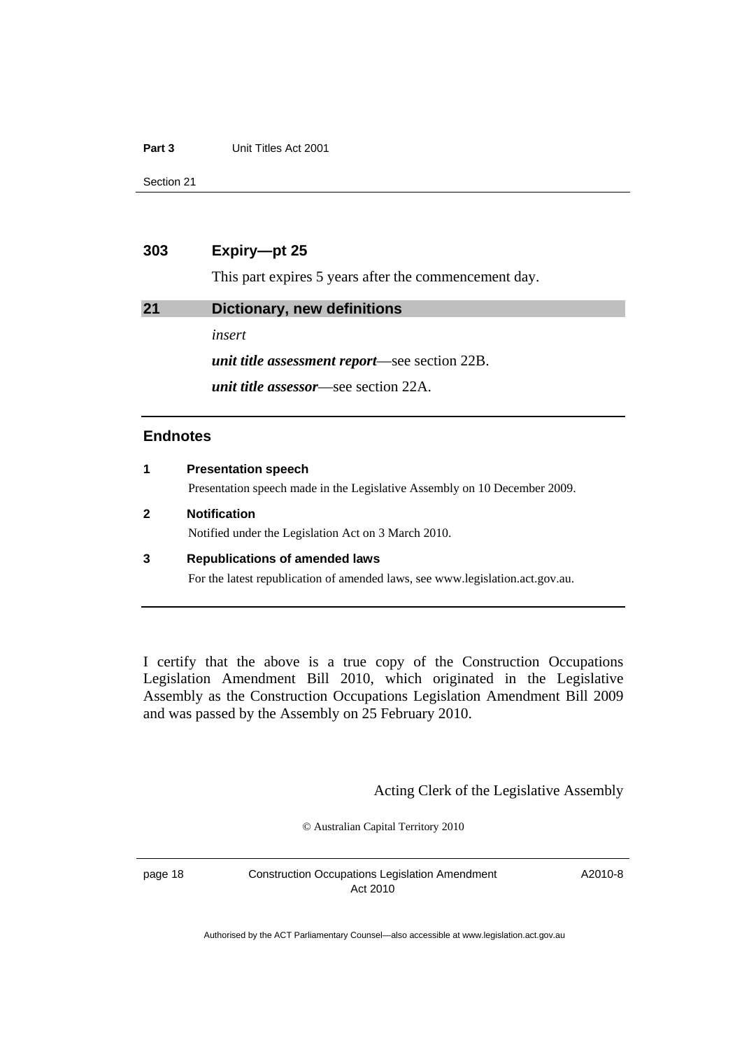### 303 Expiry—pt 25

This part expires 5 years after the commencement day.

### 21 Dictionary, new definitions

*insert*

***unit title assessment report***—see section 22B.

***unit title assessor***—see section 22A.

## Endnotes

**1 Presentation speech**

Presentation speech made in the Legislative Assembly on 10 December 2009.

**2 Notification**

Notified under the Legislation Act on 3 March 2010.

**3 Republications of amended laws**

For the latest republication of amended laws, see www.legislation.act.gov.au.

I certify that the above is a true copy of the Construction Occupations Legislation Amendment Bill 2010, which originated in the Legislative Assembly as the Construction Occupations Legislation Amendment Bill 2009 and was passed by the Assembly on 25 February 2010.

Acting Clerk of the Legislative Assembly

© Australian Capital Territory 2010